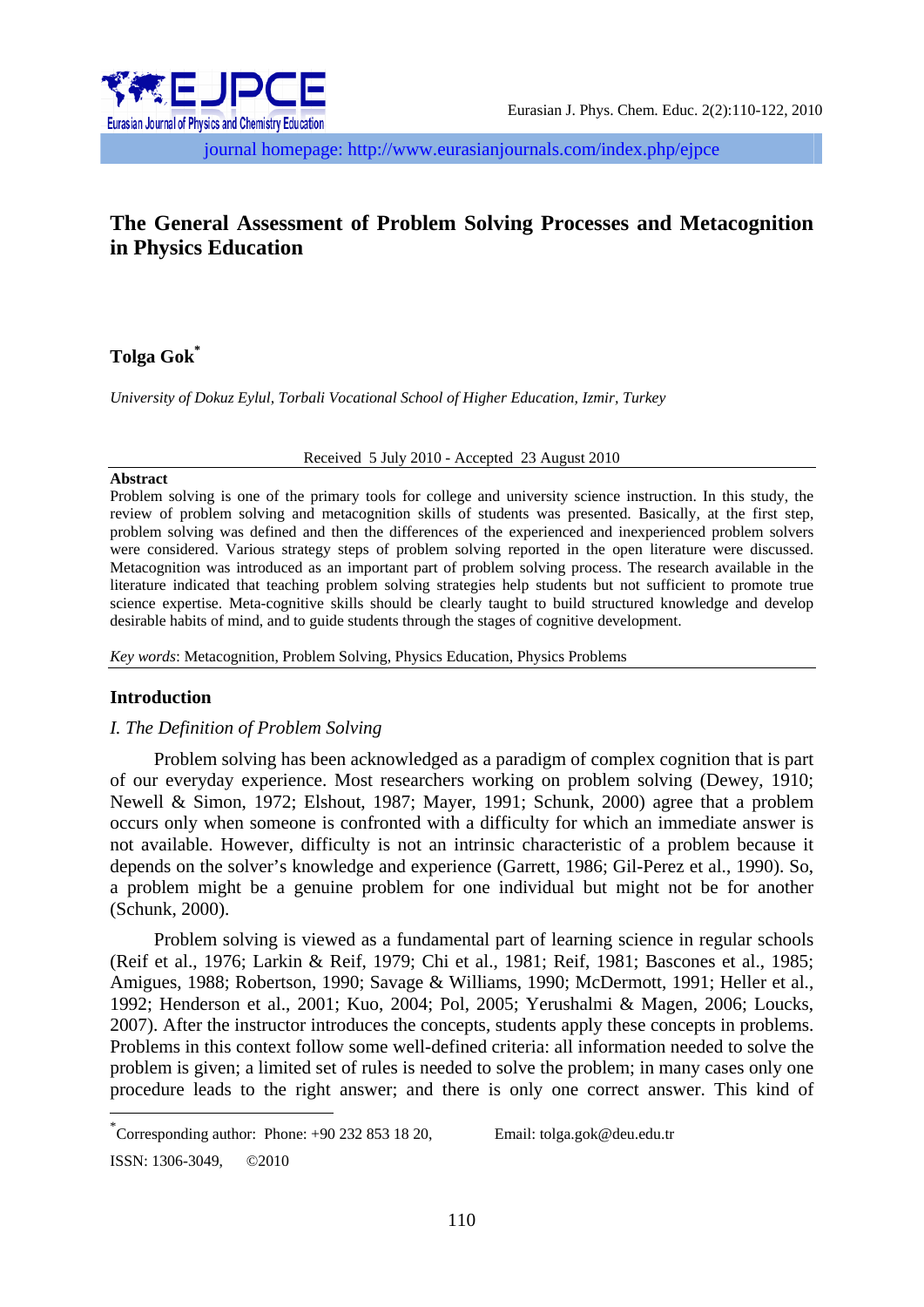# The General Assessment of Problem Solving Processes and Metacognition in Physics Education

**Tolga Gok***

*University of Dokuz Eylul, Torbali Vocational School of Higher Education, Izmir, Turkey*

Received 5 July 2010 - Accepted 23 August 2010

**Abstract**

Problem solving is one of the primary tools for college and university science instruction. In this study, the review of problem solving and metacognition skills of students was presented. Basically, at the first step, problem solving was defined and then the differences of the experienced and inexperienced problem solvers were considered. Various strategy steps of problem solving reported in the open literature were discussed. Metacognition was introduced as an important part of problem solving process. The research available in the literature indicated that teaching problem solving strategies help students but not sufficient to promote true science expertise. Meta-cognitive skills should be clearly taught to build structured knowledge and develop desirable habits of mind, and to guide students through the stages of cognitive development.

*Key words*: Metacognition, Problem Solving, Physics Education, Physics Problems

## Introduction

### *I. The Definition of Problem Solving*

Problem solving has been acknowledged as a paradigm of complex cognition that is part of our everyday experience. Most researchers working on problem solving (Dewey, 1910; Newell & Simon, 1972; Elshout, 1987; Mayer, 1991; Schunk, 2000) agree that a problem occurs only when someone is confronted with a difficulty for which an immediate answer is not available. However, difficulty is not an intrinsic characteristic of a problem because it depends on the solver's knowledge and experience (Garrett, 1986; Gil-Perez et al., 1990). So, a problem might be a genuine problem for one individual but might not be for another (Schunk, 2000).

Problem solving is viewed as a fundamental part of learning science in regular schools (Reif et al., 1976; Larkin & Reif, 1979; Chi et al., 1981; Reif, 1981; Bascones et al., 1985; Amigues, 1988; Robertson, 1990; Savage & Williams, 1990; McDermott, 1991; Heller et al., 1992; Henderson et al., 2001; Kuo, 2004; Pol, 2005; Yerushalmi & Magen, 2006; Loucks, 2007). After the instructor introduces the concepts, students apply these concepts in problems. Problems in this context follow some well-defined criteria: all information needed to solve the problem is given; a limited set of rules is needed to solve the problem; in many cases only one procedure leads to the right answer; and there is only one correct answer. This kind of

---

*Corresponding author: Phone: +90 232 853 18 20, Email: tolga.gok@deu.edu.tr

ISSN: 1306-3049, ©2010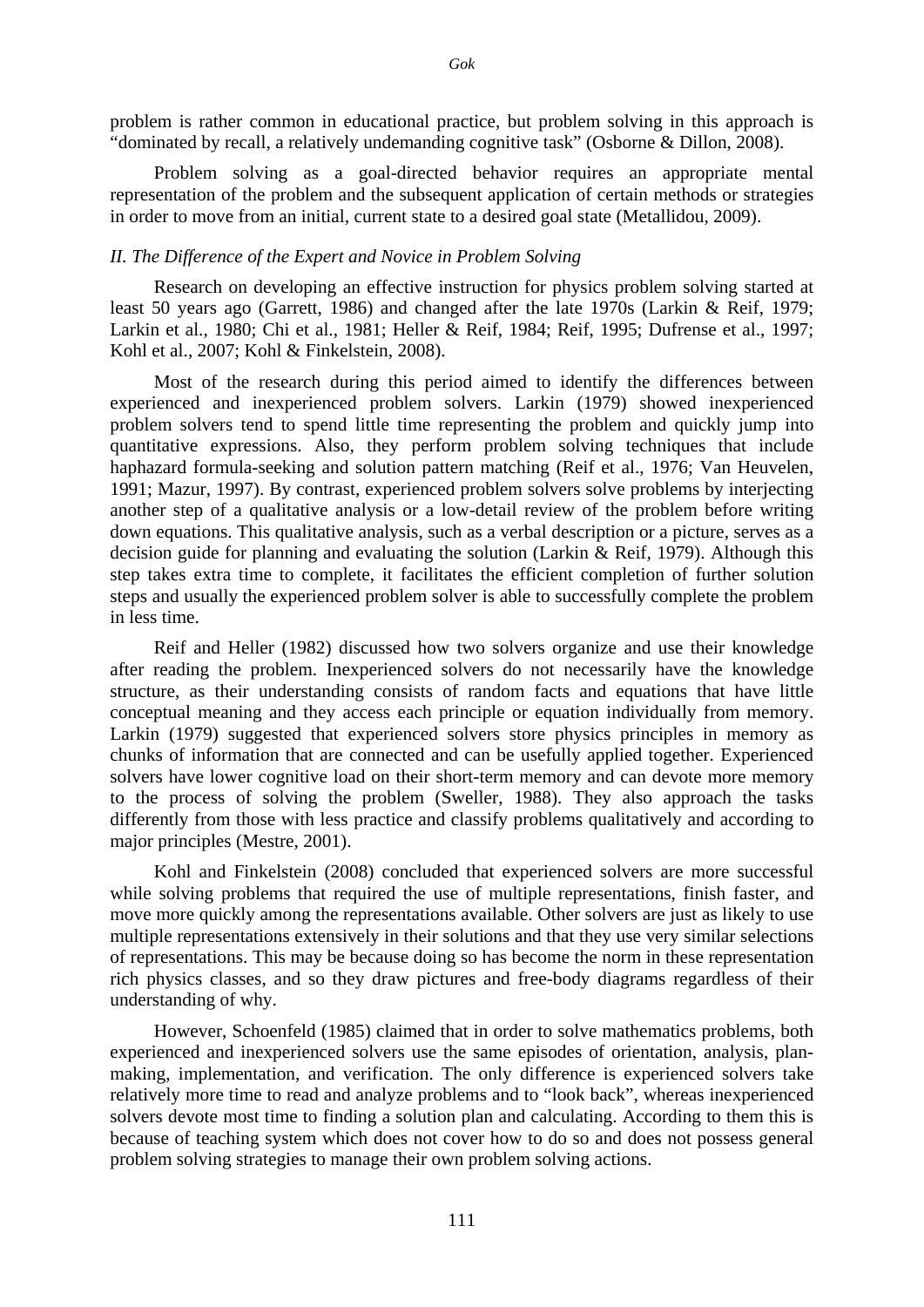problem is rather common in educational practice, but problem solving in this approach is "dominated by recall, a relatively undemanding cognitive task" (Osborne & Dillon, 2008).

Problem solving as a goal-directed behavior requires an appropriate mental representation of the problem and the subsequent application of certain methods or strategies in order to move from an initial, current state to a desired goal state (Metallidou, 2009).

### *II. The Difference of the Expert and Novice in Problem Solving*

Research on developing an effective instruction for physics problem solving started at least 50 years ago (Garrett, 1986) and changed after the late 1970s (Larkin & Reif, 1979; Larkin et al., 1980; Chi et al., 1981; Heller & Reif, 1984; Reif, 1995; Dufrense et al., 1997; Kohl et al., 2007; Kohl & Finkelstein, 2008).

Most of the research during this period aimed to identify the differences between experienced and inexperienced problem solvers. Larkin (1979) showed inexperienced problem solvers tend to spend little time representing the problem and quickly jump into quantitative expressions. Also, they perform problem solving techniques that include haphazard formula-seeking and solution pattern matching (Reif et al., 1976; Van Heuvelen, 1991; Mazur, 1997). By contrast, experienced problem solvers solve problems by interjecting another step of a qualitative analysis or a low-detail review of the problem before writing down equations. This qualitative analysis, such as a verbal description or a picture, serves as a decision guide for planning and evaluating the solution (Larkin & Reif, 1979). Although this step takes extra time to complete, it facilitates the efficient completion of further solution steps and usually the experienced problem solver is able to successfully complete the problem in less time.

Reif and Heller (1982) discussed how two solvers organize and use their knowledge after reading the problem. Inexperienced solvers do not necessarily have the knowledge structure, as their understanding consists of random facts and equations that have little conceptual meaning and they access each principle or equation individually from memory. Larkin (1979) suggested that experienced solvers store physics principles in memory as chunks of information that are connected and can be usefully applied together. Experienced solvers have lower cognitive load on their short-term memory and can devote more memory to the process of solving the problem (Sweller, 1988). They also approach the tasks differently from those with less practice and classify problems qualitatively and according to major principles (Mestre, 2001).

Kohl and Finkelstein (2008) concluded that experienced solvers are more successful while solving problems that required the use of multiple representations, finish faster, and move more quickly among the representations available. Other solvers are just as likely to use multiple representations extensively in their solutions and that they use very similar selections of representations. This may be because doing so has become the norm in these representation rich physics classes, and so they draw pictures and free-body diagrams regardless of their understanding of why.

However, Schoenfeld (1985) claimed that in order to solve mathematics problems, both experienced and inexperienced solvers use the same episodes of orientation, analysis, plan-making, implementation, and verification. The only difference is experienced solvers take relatively more time to read and analyze problems and to "look back", whereas inexperienced solvers devote most time to finding a solution plan and calculating. According to them this is because of teaching system which does not cover how to do so and does not possess general problem solving strategies to manage their own problem solving actions.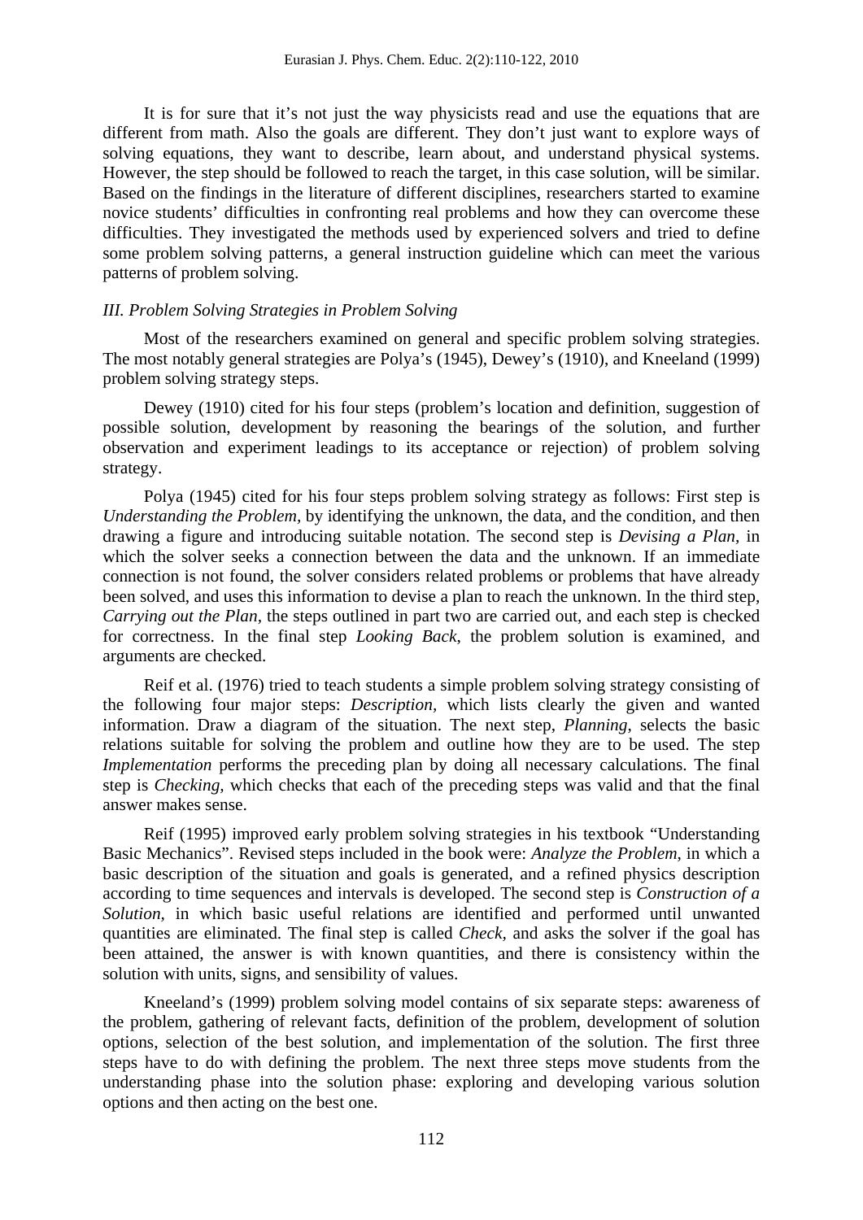It is for sure that it's not just the way physicists read and use the equations that are different from math. Also the goals are different. They don't just want to explore ways of solving equations, they want to describe, learn about, and understand physical systems. However, the step should be followed to reach the target, in this case solution, will be similar. Based on the findings in the literature of different disciplines, researchers started to examine novice students' difficulties in confronting real problems and how they can overcome these difficulties. They investigated the methods used by experienced solvers and tried to define some problem solving patterns, a general instruction guideline which can meet the various patterns of problem solving.

### *III. Problem Solving Strategies in Problem Solving*

Most of the researchers examined on general and specific problem solving strategies. The most notably general strategies are Polya's (1945), Dewey's (1910), and Kneeland (1999) problem solving strategy steps.

Dewey (1910) cited for his four steps (problem's location and definition, suggestion of possible solution, development by reasoning the bearings of the solution, and further observation and experiment leadings to its acceptance or rejection) of problem solving strategy.

Polya (1945) cited for his four steps problem solving strategy as follows: First step is *Understanding the Problem*, by identifying the unknown, the data, and the condition, and then drawing a figure and introducing suitable notation. The second step is *Devising a Plan*, in which the solver seeks a connection between the data and the unknown. If an immediate connection is not found, the solver considers related problems or problems that have already been solved, and uses this information to devise a plan to reach the unknown. In the third step, *Carrying out the Plan*, the steps outlined in part two are carried out, and each step is checked for correctness. In the final step *Looking Back*, the problem solution is examined, and arguments are checked.

Reif et al. (1976) tried to teach students a simple problem solving strategy consisting of the following four major steps: *Description*, which lists clearly the given and wanted information. Draw a diagram of the situation. The next step, *Planning*, selects the basic relations suitable for solving the problem and outline how they are to be used. The step *Implementation* performs the preceding plan by doing all necessary calculations. The final step is *Checking*, which checks that each of the preceding steps was valid and that the final answer makes sense.

Reif (1995) improved early problem solving strategies in his textbook "Understanding Basic Mechanics". Revised steps included in the book were: *Analyze the Problem*, in which a basic description of the situation and goals is generated, and a refined physics description according to time sequences and intervals is developed. The second step is *Construction of a Solution*, in which basic useful relations are identified and performed until unwanted quantities are eliminated. The final step is called *Check*, and asks the solver if the goal has been attained, the answer is with known quantities, and there is consistency within the solution with units, signs, and sensibility of values.

Kneeland's (1999) problem solving model contains of six separate steps: awareness of the problem, gathering of relevant facts, definition of the problem, development of solution options, selection of the best solution, and implementation of the solution. The first three steps have to do with defining the problem. The next three steps move students from the understanding phase into the solution phase: exploring and developing various solution options and then acting on the best one.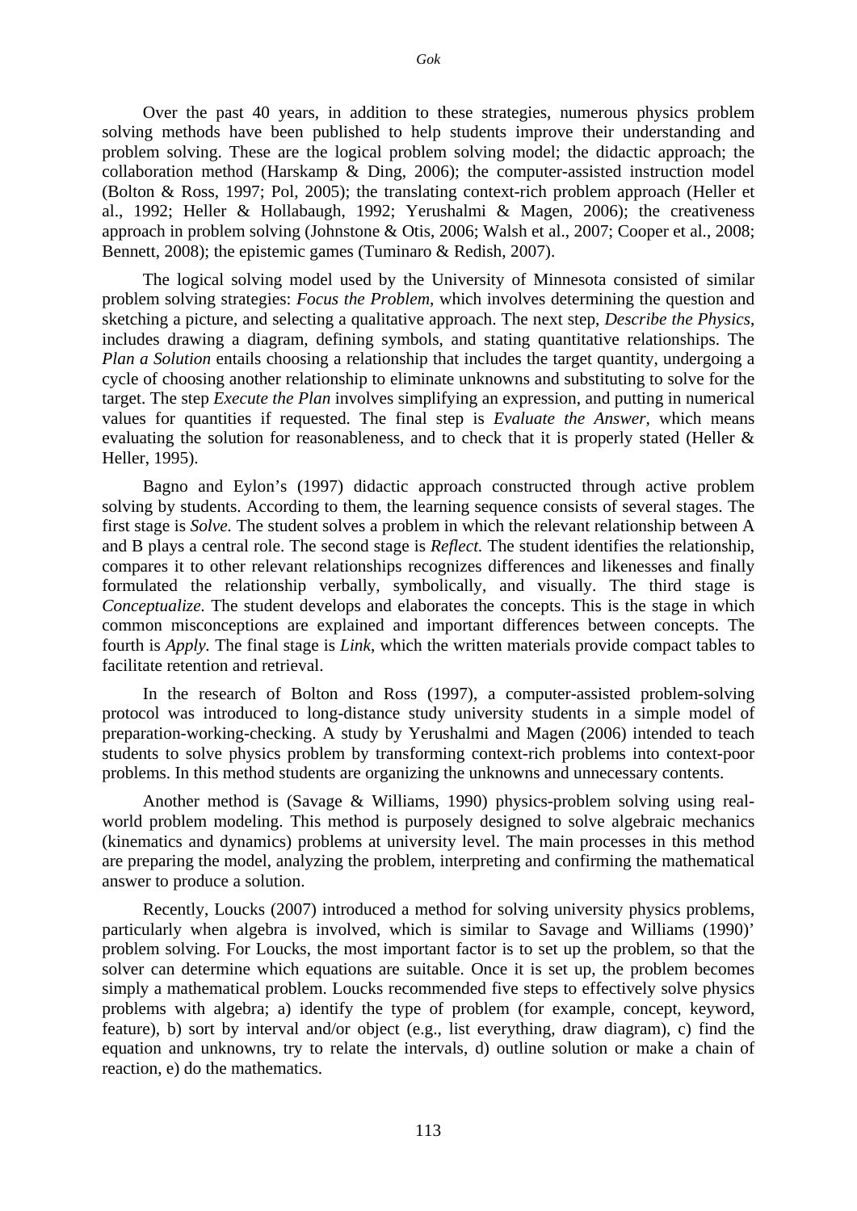Over the past 40 years, in addition to these strategies, numerous physics problem solving methods have been published to help students improve their understanding and problem solving. These are the logical problem solving model; the didactic approach; the collaboration method (Harskamp & Ding, 2006); the computer-assisted instruction model (Bolton & Ross, 1997; Pol, 2005); the translating context-rich problem approach (Heller et al., 1992; Heller & Hollabaugh, 1992; Yerushalmi & Magen, 2006); the creativeness approach in problem solving (Johnstone & Otis, 2006; Walsh et al., 2007; Cooper et al., 2008; Bennett, 2008); the epistemic games (Tuminaro & Redish, 2007).

The logical solving model used by the University of Minnesota consisted of similar problem solving strategies: *Focus the Problem*, which involves determining the question and sketching a picture, and selecting a qualitative approach. The next step, *Describe the Physics*, includes drawing a diagram, defining symbols, and stating quantitative relationships. The *Plan a Solution* entails choosing a relationship that includes the target quantity, undergoing a cycle of choosing another relationship to eliminate unknowns and substituting to solve for the target. The step *Execute the Plan* involves simplifying an expression, and putting in numerical values for quantities if requested. The final step is *Evaluate the Answer,* which means evaluating the solution for reasonableness, and to check that it is properly stated (Heller & Heller, 1995).

Bagno and Eylon's (1997) didactic approach constructed through active problem solving by students. According to them, the learning sequence consists of several stages. The first stage is *Solve.* The student solves a problem in which the relevant relationship between A and B plays a central role. The second stage is *Reflect.* The student identifies the relationship, compares it to other relevant relationships recognizes differences and likenesses and finally formulated the relationship verbally, symbolically, and visually. The third stage is *Conceptualize.* The student develops and elaborates the concepts. This is the stage in which common misconceptions are explained and important differences between concepts. The fourth is *Apply.* The final stage is *Link*, which the written materials provide compact tables to facilitate retention and retrieval.

In the research of Bolton and Ross (1997), a computer-assisted problem-solving protocol was introduced to long-distance study university students in a simple model of preparation-working-checking. A study by Yerushalmi and Magen (2006) intended to teach students to solve physics problem by transforming context-rich problems into context-poor problems. In this method students are organizing the unknowns and unnecessary contents.

Another method is (Savage & Williams, 1990) physics-problem solving using real-world problem modeling. This method is purposely designed to solve algebraic mechanics (kinematics and dynamics) problems at university level. The main processes in this method are preparing the model, analyzing the problem, interpreting and confirming the mathematical answer to produce a solution.

Recently, Loucks (2007) introduced a method for solving university physics problems, particularly when algebra is involved, which is similar to Savage and Williams (1990)' problem solving. For Loucks, the most important factor is to set up the problem, so that the solver can determine which equations are suitable. Once it is set up, the problem becomes simply a mathematical problem. Loucks recommended five steps to effectively solve physics problems with algebra; a) identify the type of problem (for example, concept, keyword, feature), b) sort by interval and/or object (e.g., list everything, draw diagram), c) find the equation and unknowns, try to relate the intervals, d) outline solution or make a chain of reaction, e) do the mathematics.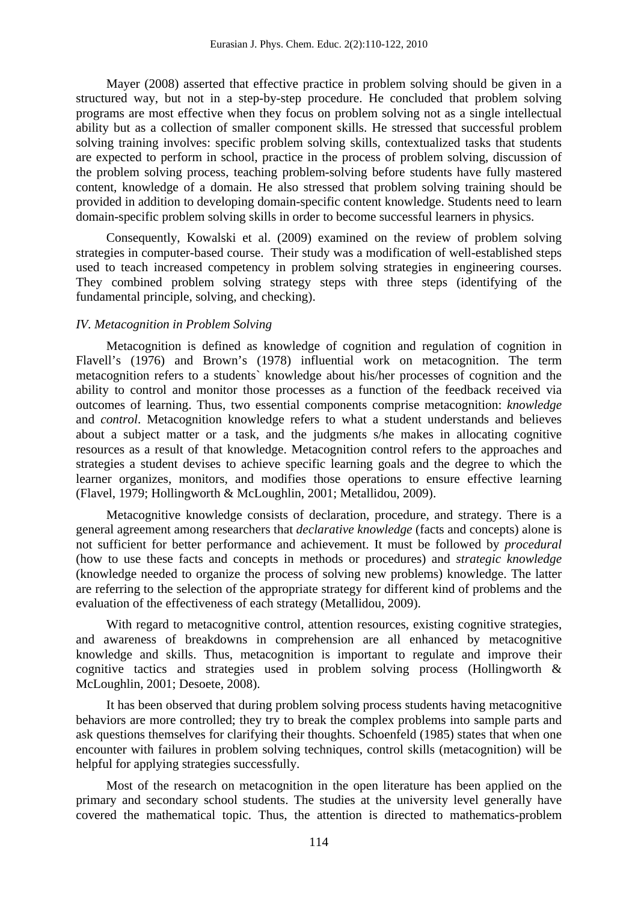Mayer (2008) asserted that effective practice in problem solving should be given in a structured way, but not in a step-by-step procedure. He concluded that problem solving programs are most effective when they focus on problem solving not as a single intellectual ability but as a collection of smaller component skills. He stressed that successful problem solving training involves: specific problem solving skills, contextualized tasks that students are expected to perform in school, practice in the process of problem solving, discussion of the problem solving process, teaching problem-solving before students have fully mastered content, knowledge of a domain. He also stressed that problem solving training should be provided in addition to developing domain-specific content knowledge. Students need to learn domain-specific problem solving skills in order to become successful learners in physics.

Consequently, Kowalski et al. (2009) examined on the review of problem solving strategies in computer-based course. Their study was a modification of well-established steps used to teach increased competency in problem solving strategies in engineering courses. They combined problem solving strategy steps with three steps (identifying of the fundamental principle, solving, and checking).

*IV. Metacognition in Problem Solving*

Metacognition is defined as knowledge of cognition and regulation of cognition in Flavell's (1976) and Brown's (1978) influential work on metacognition. The term metacognition refers to a students` knowledge about his/her processes of cognition and the ability to control and monitor those processes as a function of the feedback received via outcomes of learning. Thus, two essential components comprise metacognition: *knowledge* and *control*. Metacognition knowledge refers to what a student understands and believes about a subject matter or a task, and the judgments s/he makes in allocating cognitive resources as a result of that knowledge. Metacognition control refers to the approaches and strategies a student devises to achieve specific learning goals and the degree to which the learner organizes, monitors, and modifies those operations to ensure effective learning (Flavel, 1979; Hollingworth & McLoughlin, 2001; Metallidou, 2009).

Metacognitive knowledge consists of declaration, procedure, and strategy. There is a general agreement among researchers that *declarative knowledge* (facts and concepts) alone is not sufficient for better performance and achievement. It must be followed by *procedural* (how to use these facts and concepts in methods or procedures) and *strategic knowledge* (knowledge needed to organize the process of solving new problems) knowledge. The latter are referring to the selection of the appropriate strategy for different kind of problems and the evaluation of the effectiveness of each strategy (Metallidou, 2009).

With regard to metacognitive control, attention resources, existing cognitive strategies, and awareness of breakdowns in comprehension are all enhanced by metacognitive knowledge and skills. Thus, metacognition is important to regulate and improve their cognitive tactics and strategies used in problem solving process (Hollingworth & McLoughlin, 2001; Desoete, 2008).

It has been observed that during problem solving process students having metacognitive behaviors are more controlled; they try to break the complex problems into sample parts and ask questions themselves for clarifying their thoughts. Schoenfeld (1985) states that when one encounter with failures in problem solving techniques, control skills (metacognition) will be helpful for applying strategies successfully.

Most of the research on metacognition in the open literature has been applied on the primary and secondary school students. The studies at the university level generally have covered the mathematical topic. Thus, the attention is directed to mathematics-problem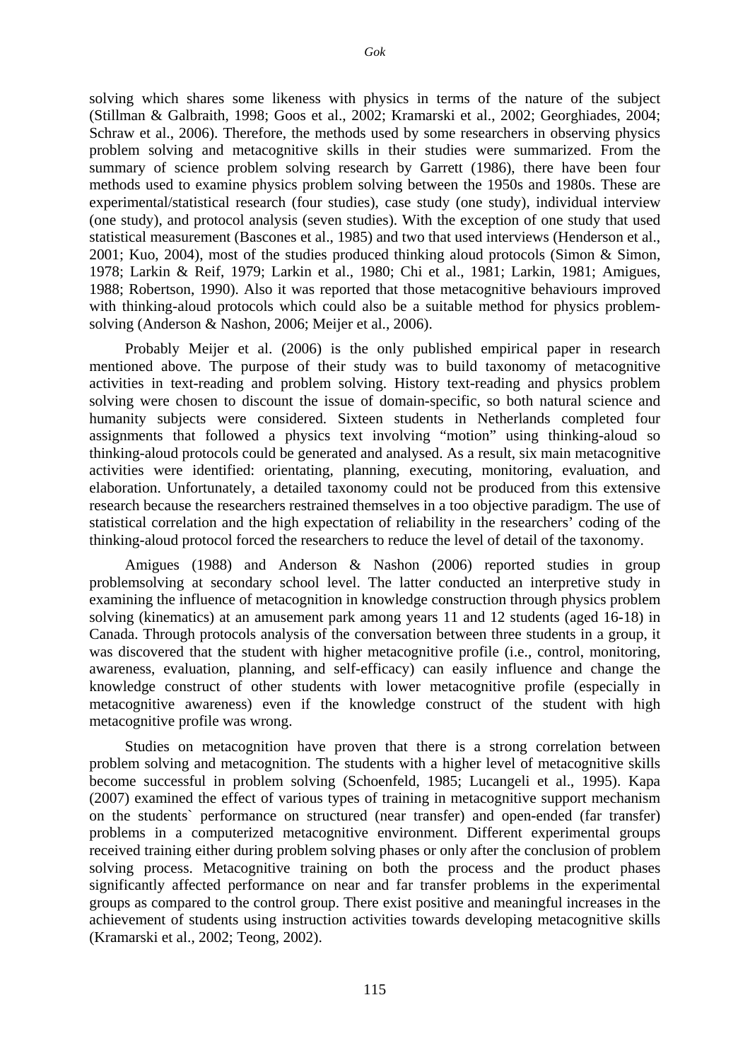solving which shares some likeness with physics in terms of the nature of the subject (Stillman & Galbraith, 1998; Goos et al., 2002; Kramarski et al., 2002; Georghiades, 2004; Schraw et al., 2006). Therefore, the methods used by some researchers in observing physics problem solving and metacognitive skills in their studies were summarized. From the summary of science problem solving research by Garrett (1986), there have been four methods used to examine physics problem solving between the 1950s and 1980s. These are experimental/statistical research (four studies), case study (one study), individual interview (one study), and protocol analysis (seven studies). With the exception of one study that used statistical measurement (Bascones et al., 1985) and two that used interviews (Henderson et al., 2001; Kuo, 2004), most of the studies produced thinking aloud protocols (Simon & Simon, 1978; Larkin & Reif, 1979; Larkin et al., 1980; Chi et al., 1981; Larkin, 1981; Amigues, 1988; Robertson, 1990). Also it was reported that those metacognitive behaviours improved with thinking-aloud protocols which could also be a suitable method for physics problem-solving (Anderson & Nashon, 2006; Meijer et al., 2006).

Probably Meijer et al. (2006) is the only published empirical paper in research mentioned above. The purpose of their study was to build taxonomy of metacognitive activities in text-reading and problem solving. History text-reading and physics problem solving were chosen to discount the issue of domain-specific, so both natural science and humanity subjects were considered. Sixteen students in Netherlands completed four assignments that followed a physics text involving "motion" using thinking-aloud so thinking-aloud protocols could be generated and analysed. As a result, six main metacognitive activities were identified: orientating, planning, executing, monitoring, evaluation, and elaboration. Unfortunately, a detailed taxonomy could not be produced from this extensive research because the researchers restrained themselves in a too objective paradigm. The use of statistical correlation and the high expectation of reliability in the researchers' coding of the thinking-aloud protocol forced the researchers to reduce the level of detail of the taxonomy.

Amigues (1988) and Anderson & Nashon (2006) reported studies in group problemsolving at secondary school level. The latter conducted an interpretive study in examining the influence of metacognition in knowledge construction through physics problem solving (kinematics) at an amusement park among years 11 and 12 students (aged 16-18) in Canada. Through protocols analysis of the conversation between three students in a group, it was discovered that the student with higher metacognitive profile (i.e., control, monitoring, awareness, evaluation, planning, and self-efficacy) can easily influence and change the knowledge construct of other students with lower metacognitive profile (especially in metacognitive awareness) even if the knowledge construct of the student with high metacognitive profile was wrong.

Studies on metacognition have proven that there is a strong correlation between problem solving and metacognition. The students with a higher level of metacognitive skills become successful in problem solving (Schoenfeld, 1985; Lucangeli et al., 1995). Kapa (2007) examined the effect of various types of training in metacognitive support mechanism on the students` performance on structured (near transfer) and open-ended (far transfer) problems in a computerized metacognitive environment. Different experimental groups received training either during problem solving phases or only after the conclusion of problem solving process. Metacognitive training on both the process and the product phases significantly affected performance on near and far transfer problems in the experimental groups as compared to the control group. There exist positive and meaningful increases in the achievement of students using instruction activities towards developing metacognitive skills (Kramarski et al., 2002; Teong, 2002).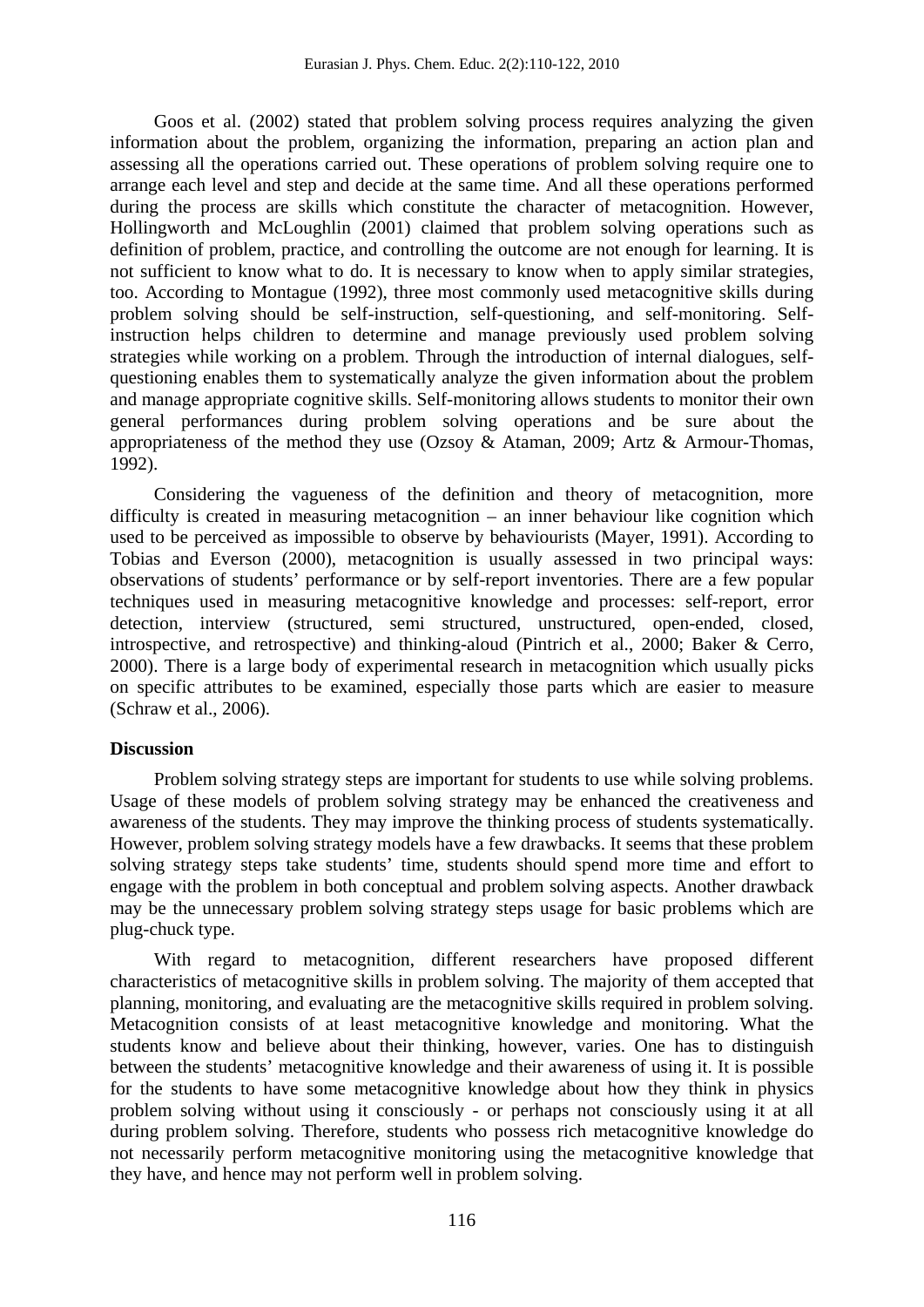Goos et al. (2002) stated that problem solving process requires analyzing the given information about the problem, organizing the information, preparing an action plan and assessing all the operations carried out. These operations of problem solving require one to arrange each level and step and decide at the same time. And all these operations performed during the process are skills which constitute the character of metacognition. However, Hollingworth and McLoughlin (2001) claimed that problem solving operations such as definition of problem, practice, and controlling the outcome are not enough for learning. It is not sufficient to know what to do. It is necessary to know when to apply similar strategies, too. According to Montague (1992), three most commonly used metacognitive skills during problem solving should be self-instruction, self-questioning, and self-monitoring. Self-instruction helps children to determine and manage previously used problem solving strategies while working on a problem. Through the introduction of internal dialogues, self-questioning enables them to systematically analyze the given information about the problem and manage appropriate cognitive skills. Self-monitoring allows students to monitor their own general performances during problem solving operations and be sure about the appropriateness of the method they use (Ozsoy & Ataman, 2009; Artz & Armour-Thomas, 1992).

Considering the vagueness of the definition and theory of metacognition, more difficulty is created in measuring metacognition – an inner behaviour like cognition which used to be perceived as impossible to observe by behaviourists (Mayer, 1991). According to Tobias and Everson (2000), metacognition is usually assessed in two principal ways: observations of students' performance or by self-report inventories. There are a few popular techniques used in measuring metacognitive knowledge and processes: self-report, error detection, interview (structured, semi structured, unstructured, open-ended, closed, introspective, and retrospective) and thinking-aloud (Pintrich et al., 2000; Baker & Cerro, 2000). There is a large body of experimental research in metacognition which usually picks on specific attributes to be examined, especially those parts which are easier to measure (Schraw et al., 2006).

## Discussion

Problem solving strategy steps are important for students to use while solving problems. Usage of these models of problem solving strategy may be enhanced the creativeness and awareness of the students. They may improve the thinking process of students systematically. However, problem solving strategy models have a few drawbacks. It seems that these problem solving strategy steps take students' time, students should spend more time and effort to engage with the problem in both conceptual and problem solving aspects. Another drawback may be the unnecessary problem solving strategy steps usage for basic problems which are plug-chuck type.

With regard to metacognition, different researchers have proposed different characteristics of metacognitive skills in problem solving. The majority of them accepted that planning, monitoring, and evaluating are the metacognitive skills required in problem solving. Metacognition consists of at least metacognitive knowledge and monitoring. What the students know and believe about their thinking, however, varies. One has to distinguish between the students' metacognitive knowledge and their awareness of using it. It is possible for the students to have some metacognitive knowledge about how they think in physics problem solving without using it consciously - or perhaps not consciously using it at all during problem solving. Therefore, students who possess rich metacognitive knowledge do not necessarily perform metacognitive monitoring using the metacognitive knowledge that they have, and hence may not perform well in problem solving.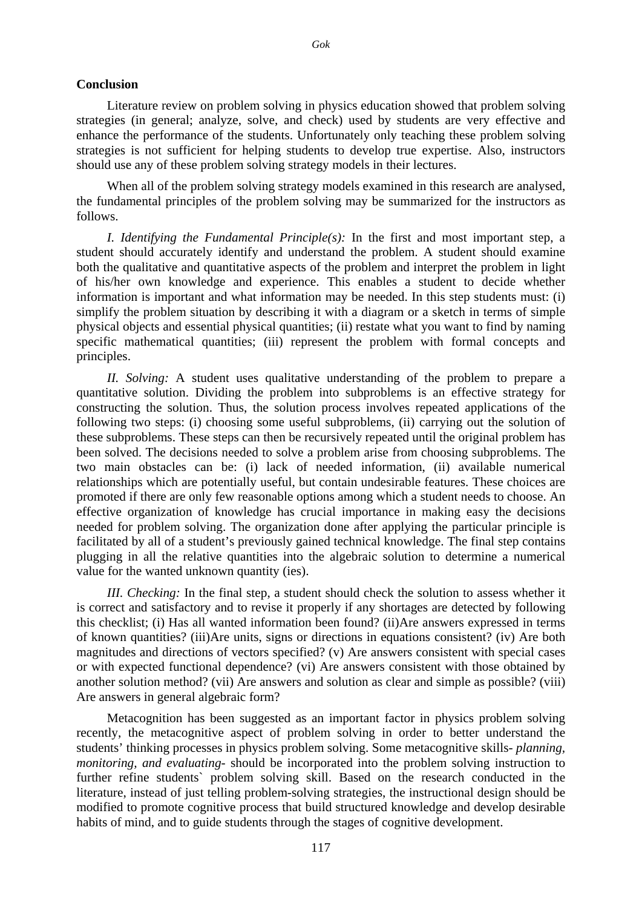## Conclusion

Literature review on problem solving in physics education showed that problem solving strategies (in general; analyze, solve, and check) used by students are very effective and enhance the performance of the students. Unfortunately only teaching these problem solving strategies is not sufficient for helping students to develop true expertise. Also, instructors should use any of these problem solving strategy models in their lectures.

When all of the problem solving strategy models examined in this research are analysed, the fundamental principles of the problem solving may be summarized for the instructors as follows.

*I. Identifying the Fundamental Principle(s):* In the first and most important step, a student should accurately identify and understand the problem. A student should examine both the qualitative and quantitative aspects of the problem and interpret the problem in light of his/her own knowledge and experience. This enables a student to decide whether information is important and what information may be needed. In this step students must: (i) simplify the problem situation by describing it with a diagram or a sketch in terms of simple physical objects and essential physical quantities; (ii) restate what you want to find by naming specific mathematical quantities; (iii) represent the problem with formal concepts and principles.

*II. Solving:* A student uses qualitative understanding of the problem to prepare a quantitative solution. Dividing the problem into subproblems is an effective strategy for constructing the solution. Thus, the solution process involves repeated applications of the following two steps: (i) choosing some useful subproblems, (ii) carrying out the solution of these subproblems. These steps can then be recursively repeated until the original problem has been solved. The decisions needed to solve a problem arise from choosing subproblems. The two main obstacles can be: (i) lack of needed information, (ii) available numerical relationships which are potentially useful, but contain undesirable features. These choices are promoted if there are only few reasonable options among which a student needs to choose. An effective organization of knowledge has crucial importance in making easy the decisions needed for problem solving. The organization done after applying the particular principle is facilitated by all of a student's previously gained technical knowledge. The final step contains plugging in all the relative quantities into the algebraic solution to determine a numerical value for the wanted unknown quantity (ies).

*III. Checking:* In the final step, a student should check the solution to assess whether it is correct and satisfactory and to revise it properly if any shortages are detected by following this checklist; (i) Has all wanted information been found? (ii)Are answers expressed in terms of known quantities? (iii)Are units, signs or directions in equations consistent? (iv) Are both magnitudes and directions of vectors specified? (v) Are answers consistent with special cases or with expected functional dependence? (vi) Are answers consistent with those obtained by another solution method? (vii) Are answers and solution as clear and simple as possible? (viii) Are answers in general algebraic form?

Metacognition has been suggested as an important factor in physics problem solving recently, the metacognitive aspect of problem solving in order to better understand the students' thinking processes in physics problem solving. Some metacognitive skills- *planning, monitoring, and evaluating-* should be incorporated into the problem solving instruction to further refine students` problem solving skill. Based on the research conducted in the literature, instead of just telling problem-solving strategies, the instructional design should be modified to promote cognitive process that build structured knowledge and develop desirable habits of mind, and to guide students through the stages of cognitive development.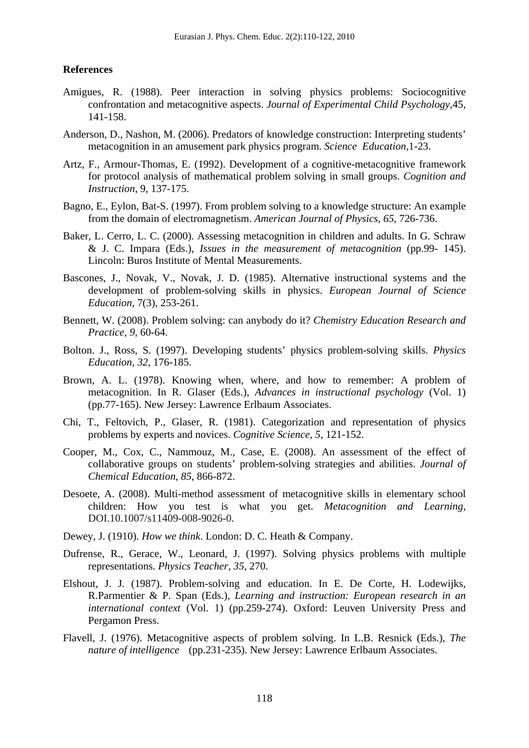## References

Amigues, R. (1988). Peer interaction in solving physics problems: Sociocognitive confrontation and metacognitive aspects. *Journal of Experimental Child Psychology*,45, 141-158.

Anderson, D., Nashon, M. (2006). Predators of knowledge construction: Interpreting students' metacognition in an amusement park physics program. *Science Education*,1-23.

Artz, F., Armour-Thomas, E. (1992). Development of a cognitive-metacognitive framework for protocol analysis of mathematical problem solving in small groups. *Cognition and Instruction*, 9, 137-175.

Bagno, E., Eylon, Bat-S. (1997). From problem solving to a knowledge structure: An example from the domain of electromagnetism. *American Journal of Physics, 65*, 726-736.

Baker, L. Cerro, L. C. (2000). Assessing metacognition in children and adults. In G. Schraw & J. C. Impara (Eds.), *Issues in the measurement of metacognition* (pp.99- 145). Lincoln: Buros Institute of Mental Measurements.

Bascones, J., Novak, V., Novak, J. D. (1985). Alternative instructional systems and the development of problem-solving skills in physics. *European Journal of Science Education*, 7(3), 253-261.

Bennett, W. (2008). Problem solving: can anybody do it? *Chemistry Education Research and Practice, 9*, 60-64.

Bolton. J., Ross, S. (1997). Developing students' physics problem-solving skills. *Physics Education, 32*, 176-185.

Brown, A. L. (1978). Knowing when, where, and how to remember: A problem of metacognition. In R. Glaser (Eds.), *Advances in instructional psychology* (Vol. 1) (pp.77-165). New Jersey: Lawrence Erlbaum Associates.

Chi, T., Feltovich, P., Glaser, R. (1981). Categorization and representation of physics problems by experts and novices. *Cognitive Science, 5*, 121-152.

Cooper, M., Cox, C., Nammouz, M., Case, E. (2008). An assessment of the effect of collaborative groups on students' problem-solving strategies and abilities. *Journal of Chemical Education, 85*, 866-872.

Desoete, A. (2008). Multi-method assessment of metacognitive skills in elementary school children: How you test is what you get. *Metacognition and Learning*, DOI.10.1007/s11409-008-9026-0.

Dewey, J. (1910). *How we think*. London: D. C. Heath & Company.

Dufrense, R., Gerace, W., Leonard, J. (1997). Solving physics problems with multiple representations. *Physics Teacher, 35*, 270.

Elshout, J. J. (1987). Problem-solving and education. In E. De Corte, H. Lodewijks, R.Parmentier & P. Span (Eds.), *Learning and instruction: European research in an international context* (Vol. 1) (pp.259-274). Oxford: Leuven University Press and Pergamon Press.

Flavell, J. (1976). Metacognitive aspects of problem solving. In L.B. Resnick (Eds.), *The nature of intelligence* (pp.231-235). New Jersey: Lawrence Erlbaum Associates.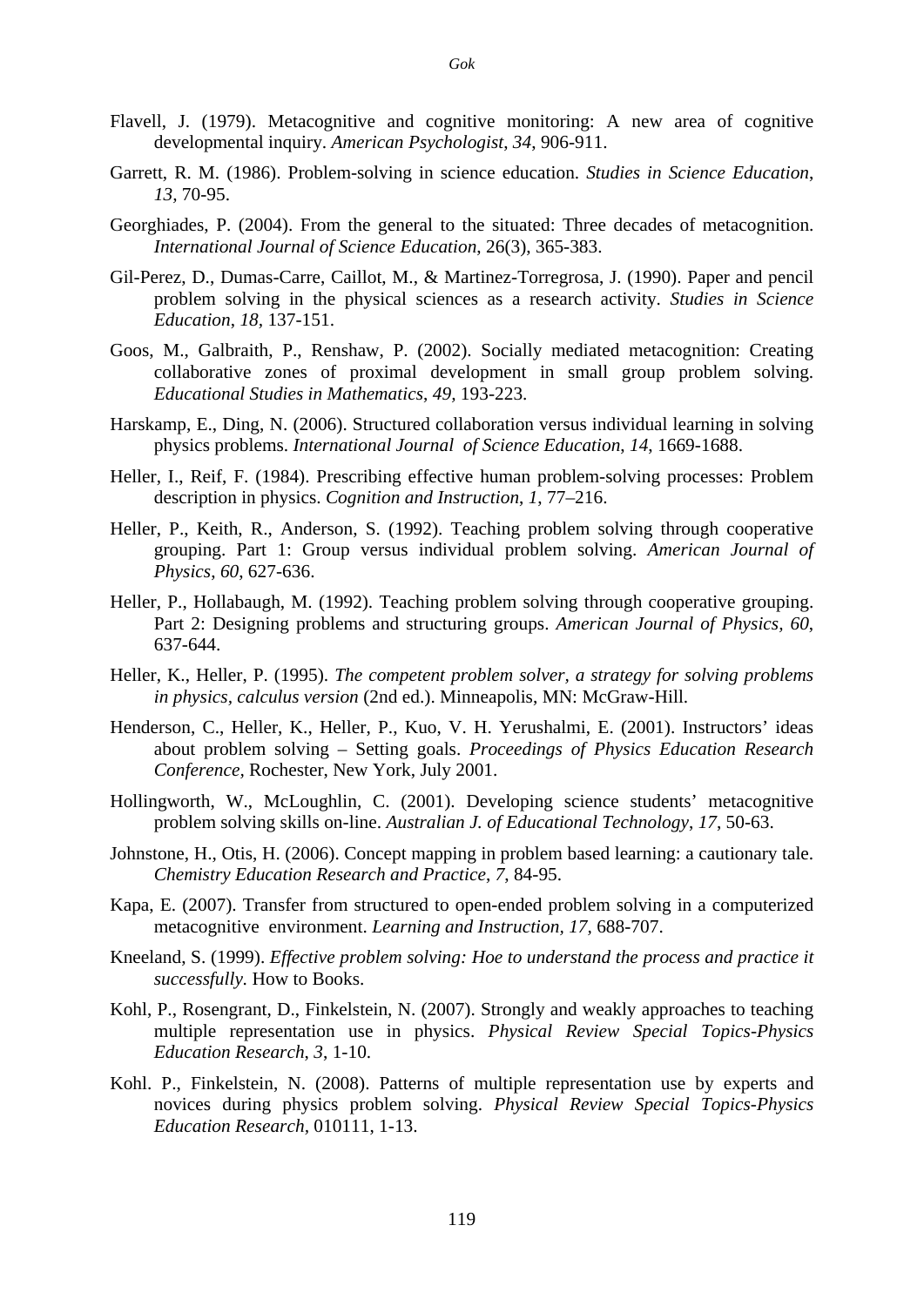Flavell, J. (1979). Metacognitive and cognitive monitoring: A new area of cognitive developmental inquiry. *American Psychologist*, *34*, 906-911.

Garrett, R. M. (1986). Problem-solving in science education. *Studies in Science Education*, *13,* 70-95.

Georghiades, P. (2004). From the general to the situated: Three decades of metacognition. *International Journal of Science Education*, 26(3), 365-383.

Gil-Perez, D., Dumas-Carre, Caillot, M., & Martinez-Torregrosa, J. (1990). Paper and pencil problem solving in the physical sciences as a research activity. *Studies in Science Education*, *18*, 137-151.

Goos, M., Galbraith, P., Renshaw, P. (2002). Socially mediated metacognition: Creating collaborative zones of proximal development in small group problem solving. *Educational Studies in Mathematics*, *49*, 193-223.

Harskamp, E., Ding, N. (2006). Structured collaboration versus individual learning in solving physics problems. *International Journal of Science Education*, *14*, 1669-1688.

Heller, I., Reif, F. (1984). Prescribing effective human problem-solving processes: Problem description in physics. *Cognition and Instruction*, *1*, 77–216.

Heller, P., Keith, R., Anderson, S. (1992). Teaching problem solving through cooperative grouping. Part 1: Group versus individual problem solving. *American Journal of Physics*, *60*, 627-636.

Heller, P., Hollabaugh, M. (1992). Teaching problem solving through cooperative grouping. Part 2: Designing problems and structuring groups. *American Journal of Physics*, *60*, 637-644.

Heller, K., Heller, P. (1995). *The competent problem solver, a strategy for solving problems in physics, calculus version* (2nd ed.). Minneapolis, MN: McGraw-Hill.

Henderson, C., Heller, K., Heller, P., Kuo, V. H. Yerushalmi, E. (2001). Instructors' ideas about problem solving – Setting goals. *Proceedings of Physics Education Research Conference,* Rochester, New York, July 2001.

Hollingworth, W., McLoughlin, C. (2001). Developing science students' metacognitive problem solving skills on-line. *Australian J. of Educational Technology*, *17*, 50-63.

Johnstone, H., Otis, H. (2006). Concept mapping in problem based learning: a cautionary tale. *Chemistry Education Research and Practice*, *7*, 84-95.

Kapa, E. (2007). Transfer from structured to open-ended problem solving in a computerized metacognitive environment. *Learning and Instruction*, *17*, 688-707.

Kneeland, S. (1999). *Effective problem solving: Hoe to understand the process and practice it successfully.* How to Books.

Kohl, P., Rosengrant, D., Finkelstein, N. (2007). Strongly and weakly approaches to teaching multiple representation use in physics. *Physical Review Special Topics-Physics Education Research*, *3*, 1-10.

Kohl. P., Finkelstein, N. (2008). Patterns of multiple representation use by experts and novices during physics problem solving. *Physical Review Special Topics-Physics Education Research,* 010111, 1-13.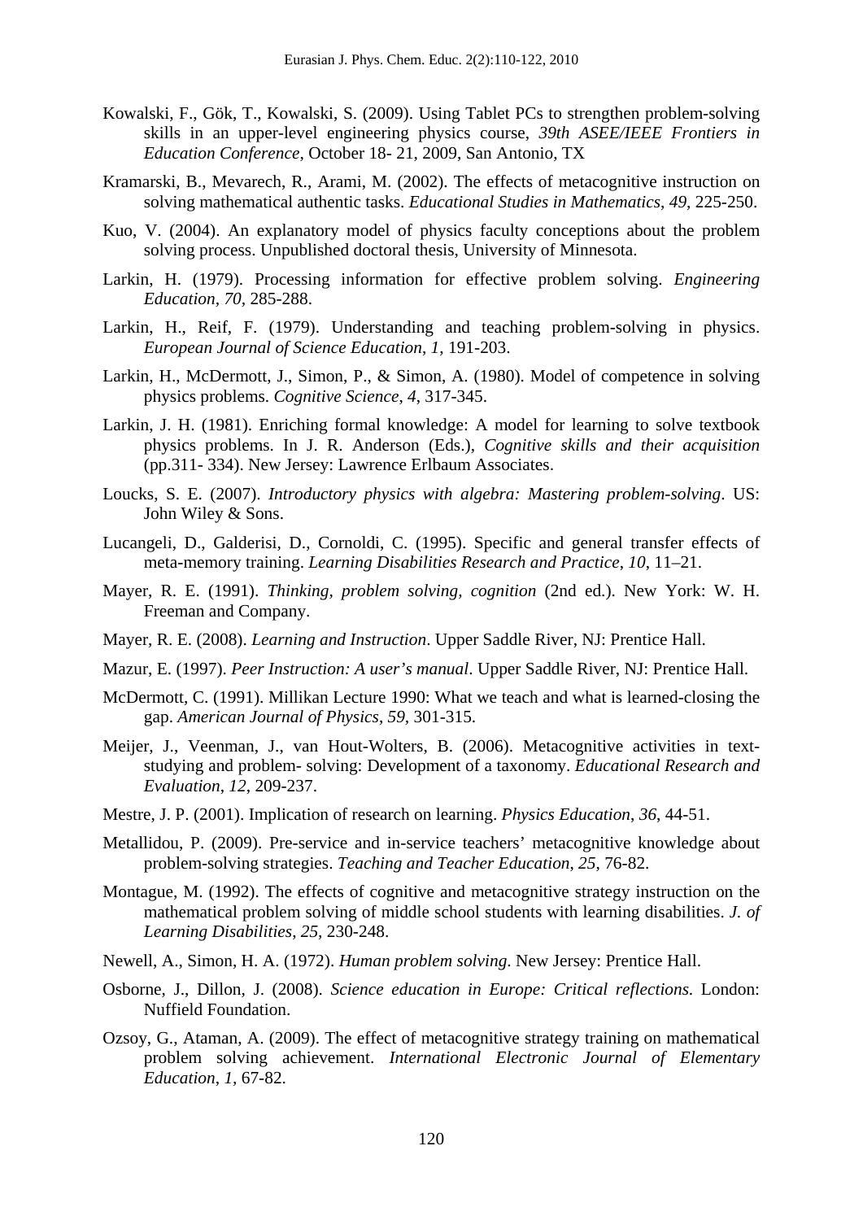Kowalski, F., Gök, T., Kowalski, S. (2009). Using Tablet PCs to strengthen problem-solving skills in an upper-level engineering physics course, *39th ASEE/IEEE Frontiers in Education Conference*, October 18- 21, 2009, San Antonio, TX

Kramarski, B., Mevarech, R., Arami, M. (2002). The effects of metacognitive instruction on solving mathematical authentic tasks. *Educational Studies in Mathematics*, *49*, 225-250.

Kuo, V. (2004). An explanatory model of physics faculty conceptions about the problem solving process. Unpublished doctoral thesis, University of Minnesota.

Larkin, H. (1979). Processing information for effective problem solving. *Engineering Education*, *70*, 285-288.

Larkin, H., Reif, F. (1979). Understanding and teaching problem-solving in physics. *European Journal of Science Education*, *1*, 191-203.

Larkin, H., McDermott, J., Simon, P., & Simon, A. (1980). Model of competence in solving physics problems. *Cognitive Science*, *4*, 317-345.

Larkin, J. H. (1981). Enriching formal knowledge: A model for learning to solve textbook physics problems. In J. R. Anderson (Eds.), *Cognitive skills and their acquisition* (pp.311- 334). New Jersey: Lawrence Erlbaum Associates.

Loucks, S. E. (2007). *Introductory physics with algebra: Mastering problem-solving*. US: John Wiley & Sons.

Lucangeli, D., Galderisi, D., Cornoldi, C. (1995). Specific and general transfer effects of meta-memory training. *Learning Disabilities Research and Practice*, *10*, 11–21.

Mayer, R. E. (1991). *Thinking, problem solving, cognition* (2nd ed.). New York: W. H. Freeman and Company.

Mayer, R. E. (2008). *Learning and Instruction*. Upper Saddle River, NJ: Prentice Hall.

Mazur, E. (1997). *Peer Instruction: A user's manual*. Upper Saddle River, NJ: Prentice Hall.

McDermott, C. (1991). Millikan Lecture 1990: What we teach and what is learned-closing the gap. *American Journal of Physics*, *59*, 301-315.

Meijer, J., Veenman, J., van Hout-Wolters, B. (2006). Metacognitive activities in text-studying and problem- solving: Development of a taxonomy. *Educational Research and Evaluation*, *12*, 209-237.

Mestre, J. P. (2001). Implication of research on learning. *Physics Education*, *36*, 44-51.

Metallidou, P. (2009). Pre-service and in-service teachers' metacognitive knowledge about problem-solving strategies. *Teaching and Teacher Education*, *25*, 76-82.

Montague, M. (1992). The effects of cognitive and metacognitive strategy instruction on the mathematical problem solving of middle school students with learning disabilities. *J. of Learning Disabilities*, *25*, 230-248.

Newell, A., Simon, H. A. (1972). *Human problem solving*. New Jersey: Prentice Hall.

Osborne, J., Dillon, J. (2008). *Science education in Europe: Critical reflections*. London: Nuffield Foundation.

Ozsoy, G., Ataman, A. (2009). The effect of metacognitive strategy training on mathematical problem solving achievement. *International Electronic Journal of Elementary Education*, *1*, 67-82.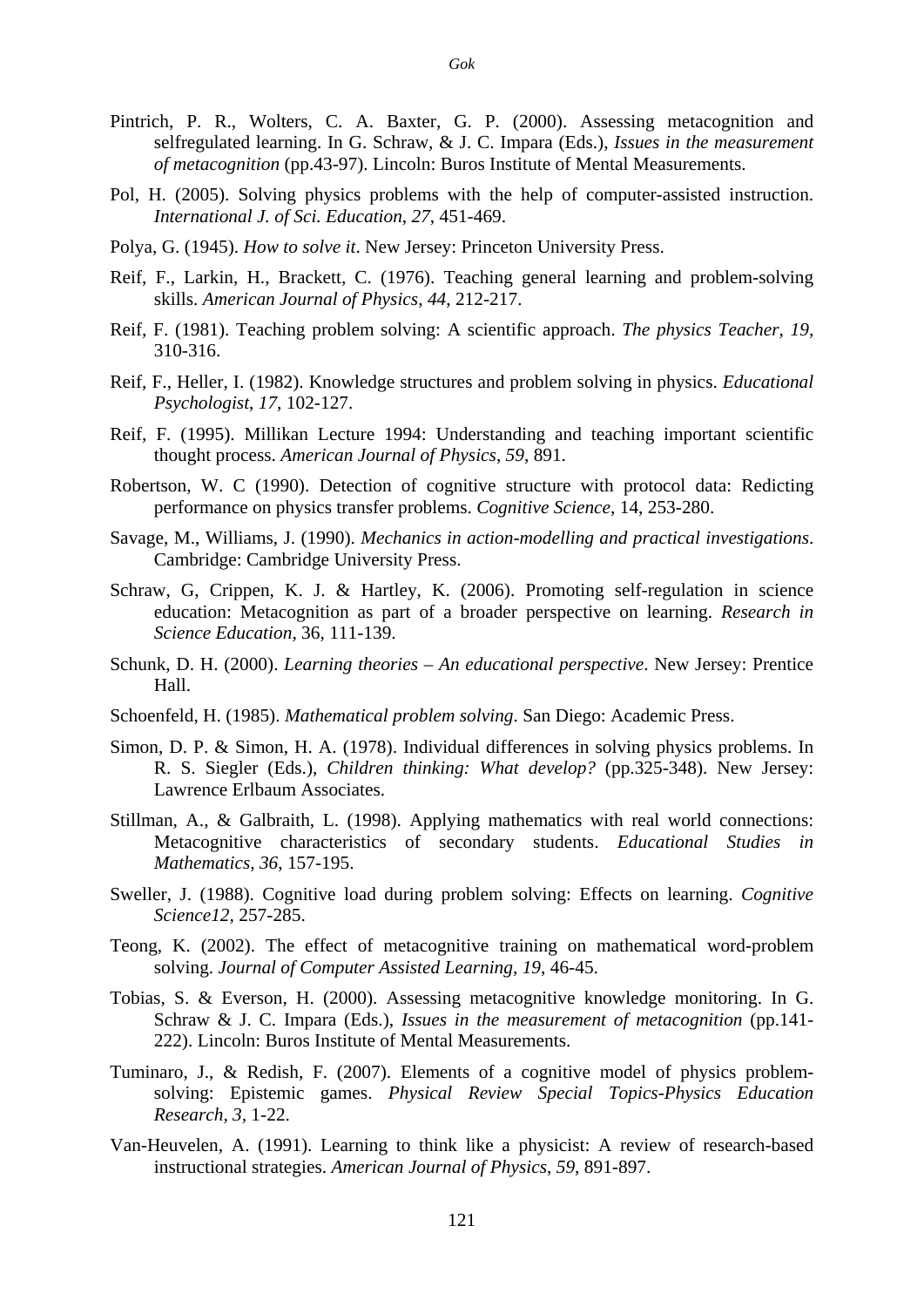Pintrich, P. R., Wolters, C. A. Baxter, G. P. (2000). Assessing metacognition and selfregulated learning. In G. Schraw, & J. C. Impara (Eds.), *Issues in the measurement of metacognition* (pp.43-97). Lincoln: Buros Institute of Mental Measurements.

Pol, H. (2005). Solving physics problems with the help of computer-assisted instruction. *International J. of Sci. Education*, *27*, 451-469.

Polya, G. (1945). *How to solve it*. New Jersey: Princeton University Press.

Reif, F., Larkin, H., Brackett, C. (1976). Teaching general learning and problem-solving skills. *American Journal of Physics*, *44*, 212-217.

Reif, F. (1981). Teaching problem solving: A scientific approach. *The physics Teacher*, *19*, 310-316.

Reif, F., Heller, I. (1982). Knowledge structures and problem solving in physics. *Educational Psychologist*, *17*, 102-127.

Reif, F. (1995). Millikan Lecture 1994: Understanding and teaching important scientific thought process. *American Journal of Physics*, *59*, 891.

Robertson, W. C (1990). Detection of cognitive structure with protocol data: Redicting performance on physics transfer problems. *Cognitive Science*, 14, 253-280.

Savage, M., Williams, J. (1990). *Mechanics in action-modelling and practical investigations*. Cambridge: Cambridge University Press.

Schraw, G, Crippen, K. J. & Hartley, K. (2006). Promoting self-regulation in science education: Metacognition as part of a broader perspective on learning. *Research in Science Education*, 36, 111-139.

Schunk, D. H. (2000). *Learning theories – An educational perspective*. New Jersey: Prentice Hall.

Schoenfeld, H. (1985). *Mathematical problem solving*. San Diego: Academic Press.

Simon, D. P. & Simon, H. A. (1978). Individual differences in solving physics problems. In R. S. Siegler (Eds.), *Children thinking: What develop?* (pp.325-348). New Jersey: Lawrence Erlbaum Associates.

Stillman, A., & Galbraith, L. (1998). Applying mathematics with real world connections: Metacognitive characteristics of secondary students. *Educational Studies in Mathematics*, *36*, 157-195.

Sweller, J. (1988). Cognitive load during problem solving: Effects on learning. *Cognitive Science12*, 257-285.

Teong, K. (2002). The effect of metacognitive training on mathematical word-problem solving. *Journal of Computer Assisted Learning*, *19*, 46-45.

Tobias, S. & Everson, H. (2000). Assessing metacognitive knowledge monitoring. In G. Schraw & J. C. Impara (Eds.), *Issues in the measurement of metacognition* (pp.141-222). Lincoln: Buros Institute of Mental Measurements.

Tuminaro, J., & Redish, F. (2007). Elements of a cognitive model of physics problem-solving: Epistemic games. *Physical Review Special Topics-Physics Education Research*, *3*, 1-22.

Van-Heuvelen, A. (1991). Learning to think like a physicist: A review of research-based instructional strategies. *American Journal of Physics*, *59*, 891-897.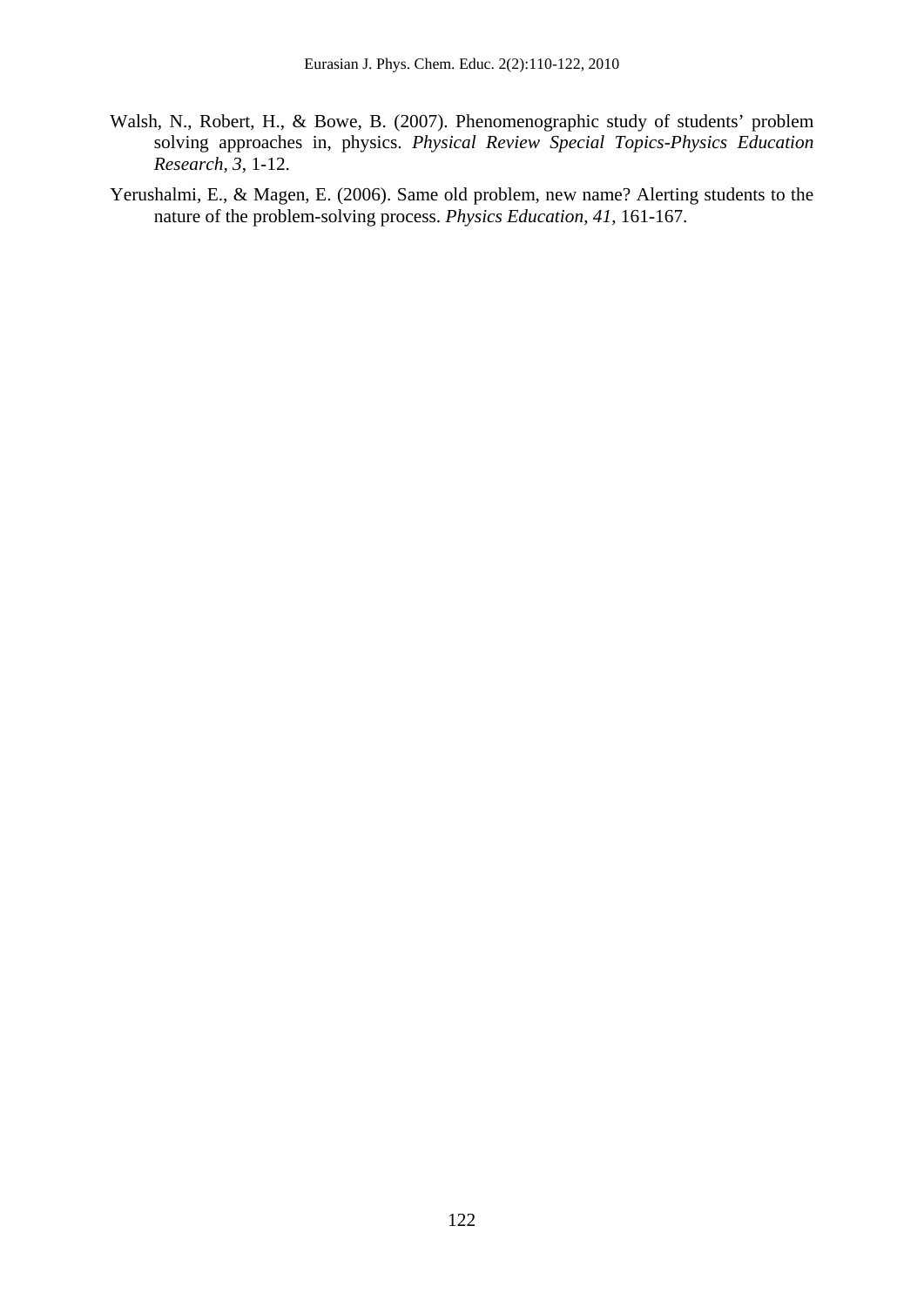Walsh, N., Robert, H., & Bowe, B. (2007). Phenomenographic study of students' problem solving approaches in, physics. *Physical Review Special Topics-Physics Education Research, 3*, 1-12.

Yerushalmi, E., & Magen, E. (2006). Same old problem, new name? Alerting students to the nature of the problem-solving process. *Physics Education, 41*, 161-167.